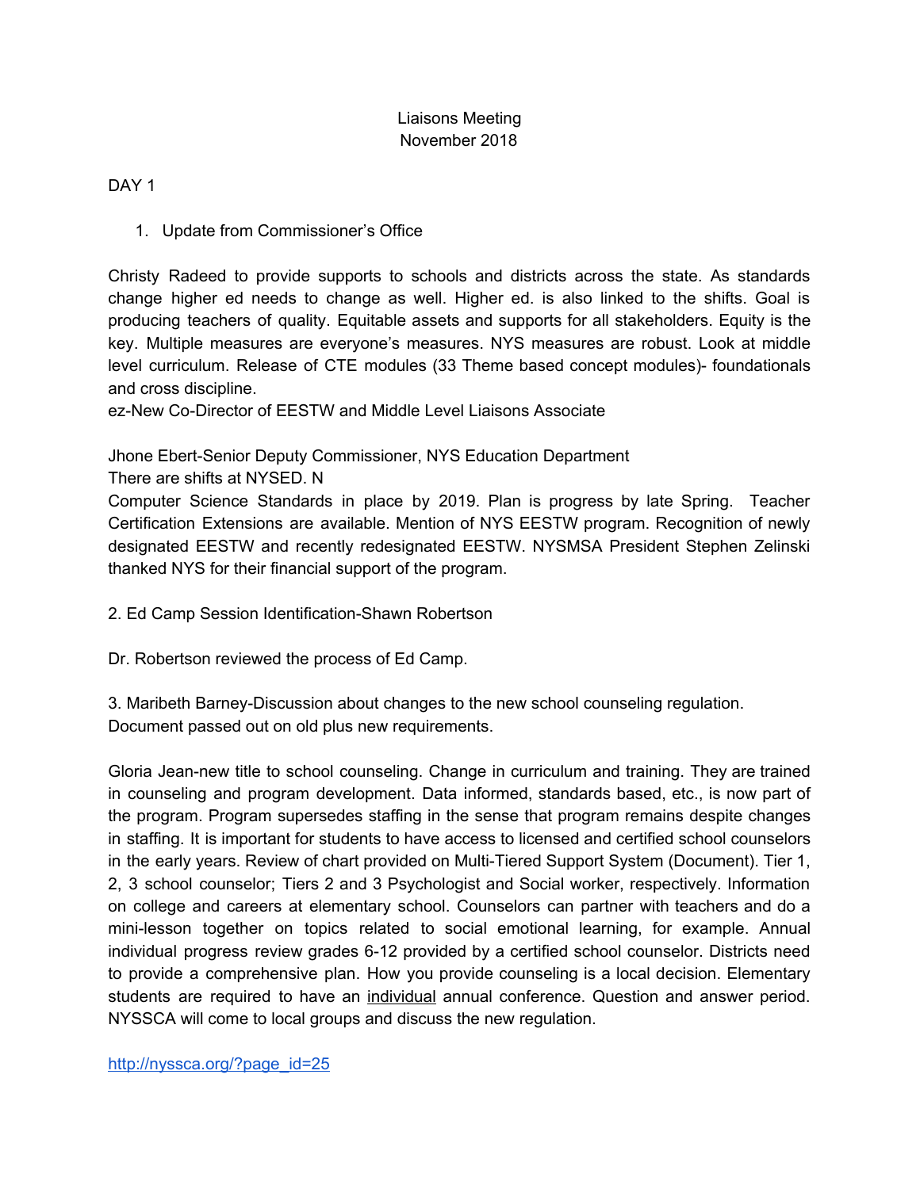Liaisons Meeting
November 2018

DAY 1

1. Update from Commissioner's Office

Christy Radeed to provide supports to schools and districts across the state. As standards change higher ed needs to change as well. Higher ed. is also linked to the shifts. Goal is producing teachers of quality. Equitable assets and supports for all stakeholders. Equity is the key. Multiple measures are everyone's measures. NYS measures are robust. Look at middle level curriculum. Release of CTE modules (33 Theme based concept modules)- foundationals and cross discipline.
ez-New Co-Director of EESTW and Middle Level Liaisons Associate

Jhone Ebert-Senior Deputy Commissioner, NYS Education Department
There are shifts at NYSED. N
Computer Science Standards in place by 2019. Plan is progress by late Spring. Teacher Certification Extensions are available. Mention of NYS EESTW program. Recognition of newly designated EESTW and recently redesignated EESTW. NYSMSA President Stephen Zelinski thanked NYS for their financial support of the program.

2. Ed Camp Session Identification-Shawn Robertson

Dr. Robertson reviewed the process of Ed Camp.

3. Maribeth Barney-Discussion about changes to the new school counseling regulation.
Document passed out on old plus new requirements.

Gloria Jean-new title to school counseling. Change in curriculum and training. They are trained in counseling and program development. Data informed, standards based, etc., is now part of the program. Program supersedes staffing in the sense that program remains despite changes in staffing. It is important for students to have access to licensed and certified school counselors in the early years. Review of chart provided on Multi-Tiered Support System (Document). Tier 1, 2, 3 school counselor; Tiers 2 and 3 Psychologist and Social worker, respectively. Information on college and careers at elementary school. Counselors can partner with teachers and do a mini-lesson together on topics related to social emotional learning, for example. Annual individual progress review grades 6-12 provided by a certified school counselor. Districts need to provide a comprehensive plan. How you provide counseling is a local decision. Elementary students are required to have an <u>individual</u> annual conference. Question and answer period. NYSSCA will come to local groups and discuss the new regulation.

http://nyssca.org/?page_id=25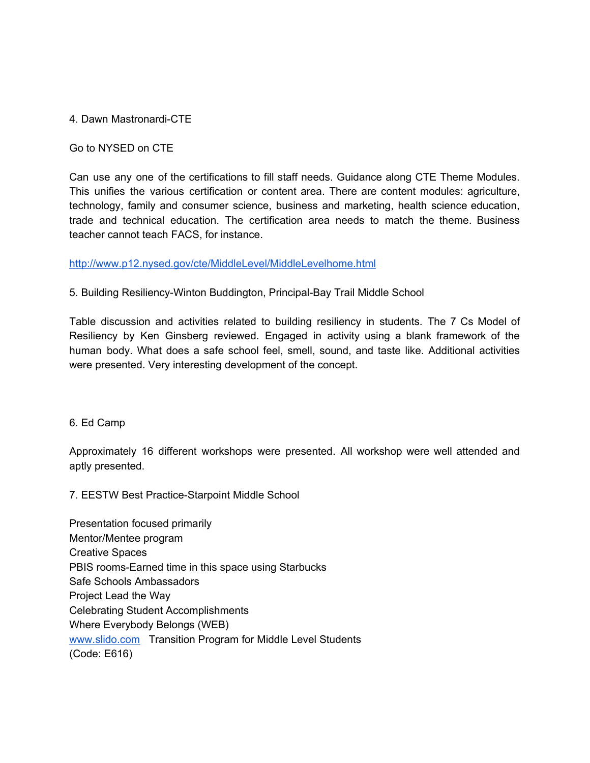4. Dawn Mastronardi-CTE

Go to NYSED on CTE

Can use any one of the certifications to fill staff needs. Guidance along CTE Theme Modules. This unifies the various certification or content area. There are content modules: agriculture, technology, family and consumer science, business and marketing, health science education, trade and technical education. The certification area needs to match the theme. Business teacher cannot teach FACS, for instance.

[http://www.p12.nysed.gov/cte/MiddleLevel/MiddleLevelhome.html](http://www.p12.nysed.gov/cte/MiddleLevel/MiddleLevelhome.html)

5. Building Resiliency-Winton Buddington, Principal-Bay Trail Middle School

Table discussion and activities related to building resiliency in students. The 7 Cs Model of Resiliency by Ken Ginsberg reviewed. Engaged in activity using a blank framework of the human body. What does a safe school feel, smell, sound, and taste like. Additional activities were presented. Very interesting development of the concept.

6. Ed Camp

Approximately 16 different workshops were presented. All workshop were well attended and aptly presented.

7. EESTW Best Practice-Starpoint Middle School

Presentation focused primarily
Mentor/Mentee program
Creative Spaces
PBIS rooms-Earned time in this space using Starbucks
Safe Schools Ambassadors
Project Lead the Way
Celebrating Student Accomplishments
Where Everybody Belongs (WEB)
[www.slido.com](http://www.slido.com) Transition Program for Middle Level Students
(Code: E616)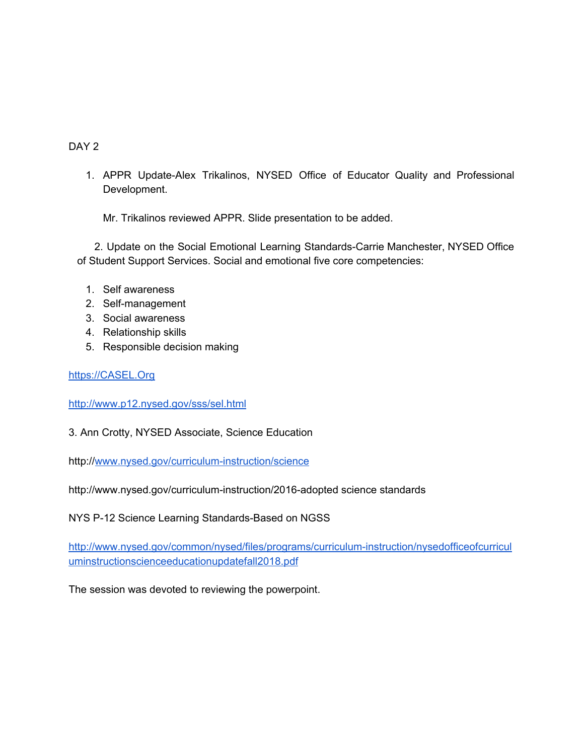DAY 2

1. APPR Update-Alex Trikalinos, NYSED Office of Educator Quality and Professional Development.

   Mr. Trikalinos reviewed APPR. Slide presentation to be added.

2. Update on the Social Emotional Learning Standards-Carrie Manchester, NYSED Office of Student Support Services. Social and emotional five core competencies:

1. Self awareness
2. Self-management
3. Social awareness
4. Relationship skills
5. Responsible decision making

https://CASEL.Org

http://www.p12.nysed.gov/sss/sel.html

3. Ann Crotty, NYSED Associate, Science Education

http://www.nysed.gov/curriculum-instruction/science

http://www.nysed.gov/curriculum-instruction/2016-adopted science standards

NYS P-12 Science Learning Standards-Based on NGSS

http://www.nysed.gov/common/nysed/files/programs/curriculum-instruction/nysedofficeofcurriculuminstructionscienceeducationupdatefall2018.pdf

The session was devoted to reviewing the powerpoint.